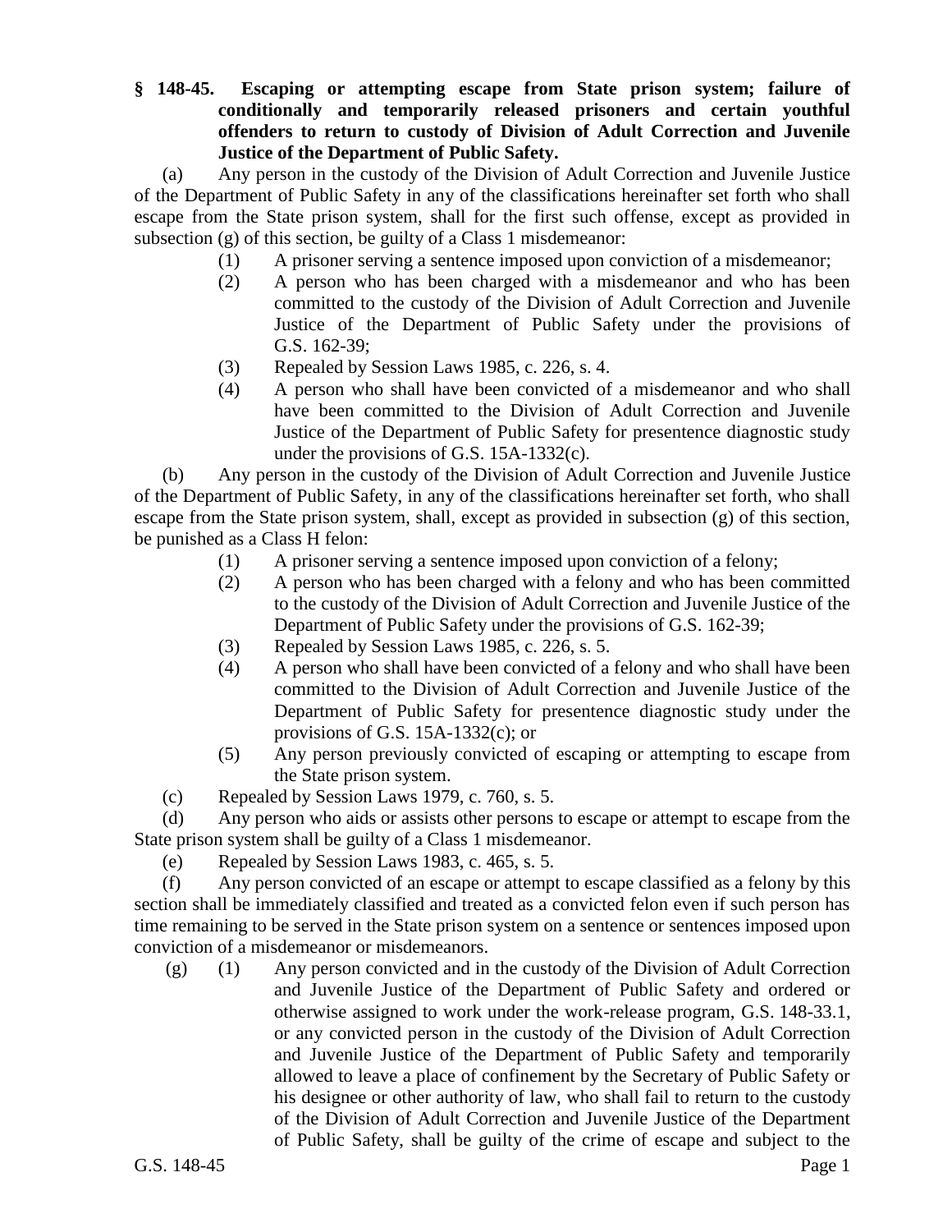**§ 148-45. Escaping or attempting escape from State prison system; failure of conditionally and temporarily released prisoners and certain youthful offenders to return to custody of Division of Adult Correction and Juvenile Justice of the Department of Public Safety.**

(a) Any person in the custody of the Division of Adult Correction and Juvenile Justice of the Department of Public Safety in any of the classifications hereinafter set forth who shall escape from the State prison system, shall for the first such offense, except as provided in subsection (g) of this section, be guilty of a Class 1 misdemeanor:

(1) A prisoner serving a sentence imposed upon conviction of a misdemeanor;

(2) A person who has been charged with a misdemeanor and who has been committed to the custody of the Division of Adult Correction and Juvenile Justice of the Department of Public Safety under the provisions of G.S. 162-39;

(3) Repealed by Session Laws 1985, c. 226, s. 4.

(4) A person who shall have been convicted of a misdemeanor and who shall have been committed to the Division of Adult Correction and Juvenile Justice of the Department of Public Safety for presentence diagnostic study under the provisions of G.S. 15A-1332(c).

(b) Any person in the custody of the Division of Adult Correction and Juvenile Justice of the Department of Public Safety, in any of the classifications hereinafter set forth, who shall escape from the State prison system, shall, except as provided in subsection (g) of this section, be punished as a Class H felon:

(1) A prisoner serving a sentence imposed upon conviction of a felony;

(2) A person who has been charged with a felony and who has been committed to the custody of the Division of Adult Correction and Juvenile Justice of the Department of Public Safety under the provisions of G.S. 162-39;

(3) Repealed by Session Laws 1985, c. 226, s. 5.

(4) A person who shall have been convicted of a felony and who shall have been committed to the Division of Adult Correction and Juvenile Justice of the Department of Public Safety for presentence diagnostic study under the provisions of G.S. 15A-1332(c); or

(5) Any person previously convicted of escaping or attempting to escape from the State prison system.

(c) Repealed by Session Laws 1979, c. 760, s. 5.

(d) Any person who aids or assists other persons to escape or attempt to escape from the State prison system shall be guilty of a Class 1 misdemeanor.

(e) Repealed by Session Laws 1983, c. 465, s. 5.

(f) Any person convicted of an escape or attempt to escape classified as a felony by this section shall be immediately classified and treated as a convicted felon even if such person has time remaining to be served in the State prison system on a sentence or sentences imposed upon conviction of a misdemeanor or misdemeanors.

(g) (1) Any person convicted and in the custody of the Division of Adult Correction and Juvenile Justice of the Department of Public Safety and ordered or otherwise assigned to work under the work-release program, G.S. 148-33.1, or any convicted person in the custody of the Division of Adult Correction and Juvenile Justice of the Department of Public Safety and temporarily allowed to leave a place of confinement by the Secretary of Public Safety or his designee or other authority of law, who shall fail to return to the custody of the Division of Adult Correction and Juvenile Justice of the Department of Public Safety, shall be guilty of the crime of escape and subject to the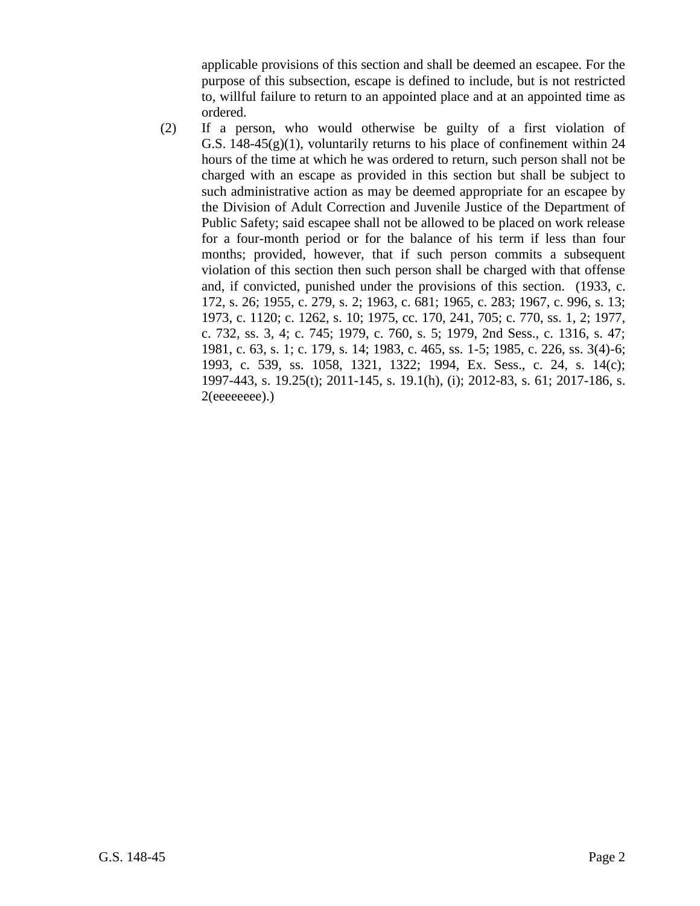applicable provisions of this section and shall be deemed an escapee. For the purpose of this subsection, escape is defined to include, but is not restricted to, willful failure to return to an appointed place and at an appointed time as ordered.

(2) If a person, who would otherwise be guilty of a first violation of G.S. 148-45(g)(1), voluntarily returns to his place of confinement within 24 hours of the time at which he was ordered to return, such person shall not be charged with an escape as provided in this section but shall be subject to such administrative action as may be deemed appropriate for an escapee by the Division of Adult Correction and Juvenile Justice of the Department of Public Safety; said escapee shall not be allowed to be placed on work release for a four-month period or for the balance of his term if less than four months; provided, however, that if such person commits a subsequent violation of this section then such person shall be charged with that offense and, if convicted, punished under the provisions of this section. (1933, c. 172, s. 26; 1955, c. 279, s. 2; 1963, c. 681; 1965, c. 283; 1967, c. 996, s. 13; 1973, c. 1120; c. 1262, s. 10; 1975, cc. 170, 241, 705; c. 770, ss. 1, 2; 1977, c. 732, ss. 3, 4; c. 745; 1979, c. 760, s. 5; 1979, 2nd Sess., c. 1316, s. 47; 1981, c. 63, s. 1; c. 179, s. 14; 1983, c. 465, ss. 1-5; 1985, c. 226, ss. 3(4)-6; 1993, c. 539, ss. 1058, 1321, 1322; 1994, Ex. Sess., c. 24, s. 14(c); 1997-443, s. 19.25(t); 2011-145, s. 19.1(h), (i); 2012-83, s. 61; 2017-186, s. 2(eeeeeeee).)